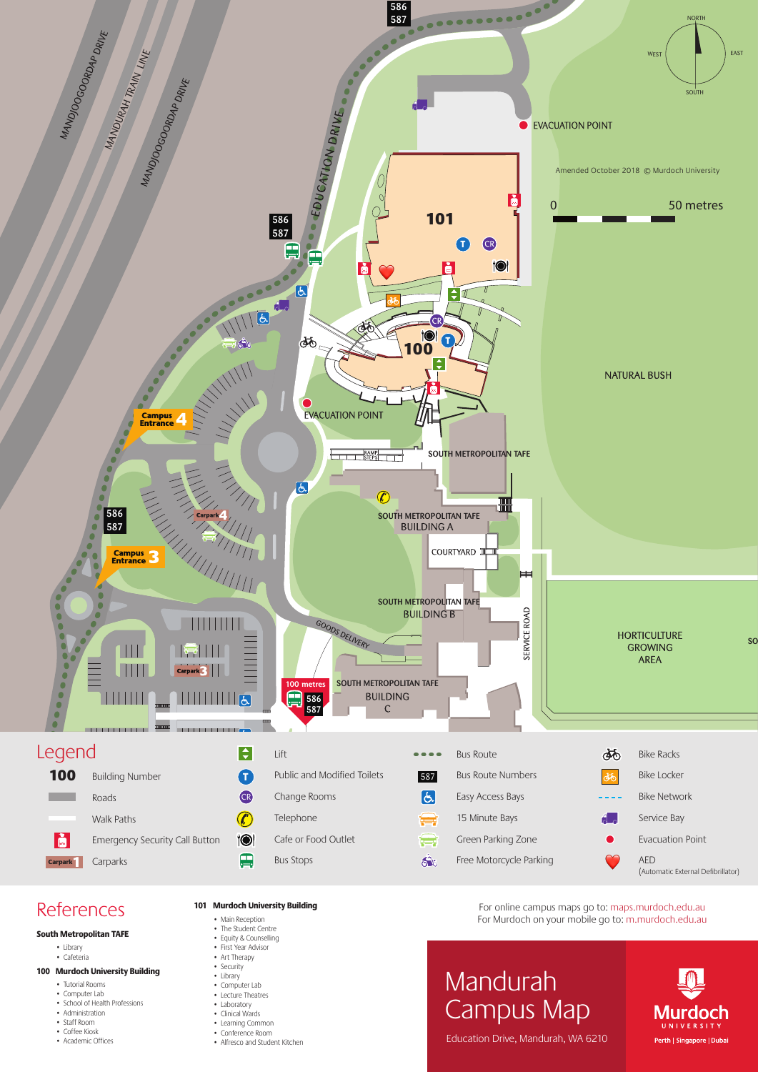# Mandurah Campus Map

Education Drive, Mandurah, WA 6210

Amended October 2018 © Murdoch University

0 — 50 metres

MANDJOOGOORDAP DRIVE
MANDURAH TRAIN LINE
MANDJOOGOORDAP DRIVE
EDUCATION DRIVE
GOODS DELIVERY
SERVICE ROAD

586 587

EVACUATION POINT

101

100

NATURAL BUSH

Campus Entrance 4

Campus Entrance 3

Carpark 4

Carpark 3

RAMP STEPS

SOUTH METROPOLITAN TAFE

SOUTH METROPOLITAN TAFE BUILDING A

COURTYARD

SOUTH METROPOLITAN TAFE BUILDING B

SOUTH METROPOLITAN TAFE BUILDING C

HORTICULTURE GROWING AREA

100 metres

## Legend

- 100 — Building Number
- Roads
- Walk Paths
- Emergency Security Call Button
- Carpark 1 — Carparks
- Lift
- Public and Modified Toilets
- Change Rooms
- Telephone
- Cafe or Food Outlet
- Bus Stops
- Bus Route
- 587 — Bus Route Numbers
- Easy Access Bays
- 15 Minute Bays
- Green Parking Zone
- Free Motorcycle Parking
- Bike Racks
- Bike Locker
- Bike Network
- Service Bay
- Evacuation Point
- AED (Automatic External Defibrillator)

## References

**South Metropolitan TAFE**

- Library
- Cafeteria

**100 Murdoch University Building**

- Tutorial Rooms
- Computer Lab
- School of Health Professions
- Administration
- Staff Room
- Coffee Kiosk
- Academic Offices

**101 Murdoch University Building**

- Main Reception
- The Student Centre
- Equity & Counselling
- First Year Advisor
- Art Therapy
- Security
- Library
- Computer Lab
- Lecture Theatres
- Laboratory
- Clinical Wards
- Learning Common
- Conference Room
- Alfresco and Student Kitchen

For online campus maps go to: maps.murdoch.edu.au
For Murdoch on your mobile go to: m.murdoch.edu.au

Murdoch University
Perth | Singapore | Dubai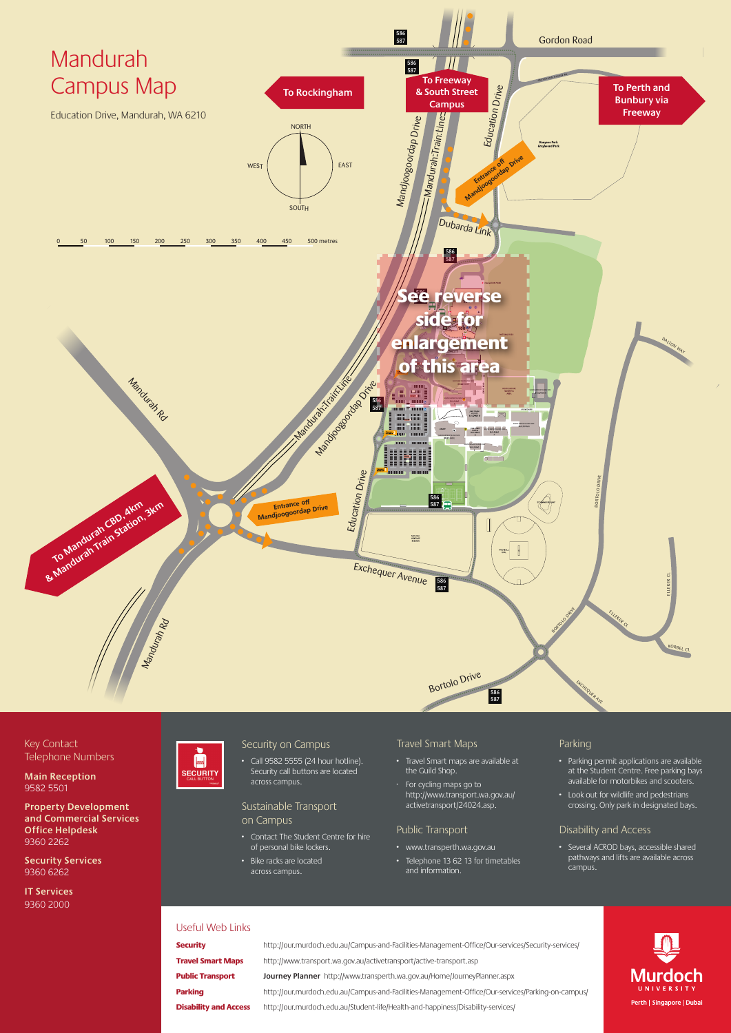# Mandurah Campus Map

Education Drive, Mandurah, WA 6210

To Rockingham

To Freeway & South Street Campus

To Perth and Bunbury via Freeway

Gordon Road

Mandjoogoordap Drive

Mandurah Train Line

Education Drive

Entrance off Mandjoogoordap Drive

Dubarda Link

See reverse side for enlargement of this area

Mandurah Rd

To Mandurah CBD 4km & Mandurah Train Station 3km

Exchequer Avenue

Bortolo Drive

NORTH

WEST

EAST

SOUTH

0 50 100 150 200 250 300 350 400 450 500 metres

586
587

## Key Contact Telephone Numbers

**Main Reception**
9582 5501

**Property Development and Commercial Services Office Helpdesk**
9360 2262

**Security Services**
9360 6262

**IT Services**
9360 2000

SECURITY CALL BUTTON

## Security on Campus

- Call 9582 5555 (24 hour hotline). Security call buttons are located across campus.

## Sustainable Transport on Campus

- Contact The Student Centre for hire of personal bike lockers.
- Bike racks are located across campus.

## Travel Smart Maps

- Travel Smart maps are available at the Guild Shop.
- For cycling maps go to http://www.transport.wa.gov.au/activetransport/24024.asp.

## Public Transport

- www.transperth.wa.gov.au
- Telephone 13 62 13 for timetables and information.

## Parking

- Parking permit applications are available at the Student Centre. Free parking bays available for motorbikes and scooters.
- Look out for wildlife and pedestrians crossing. Only park in designated bays.

## Disability and Access

- Several ACROD bays, accessible shared pathways and lifts are available across campus.

## Useful Web Links

| | |
|---|---|
| **Security** | http://our.murdoch.edu.au/Campus-and-Facilities-Management-Office/Our-services/Security-services/ |
| **Travel Smart Maps** | http://www.transport.wa.gov.au/activetransport/active-transport.asp |
| **Public Transport** | **Journey Planner** http://www.transperth.wa.gov.au/Home/JourneyPlanner.aspx |
| **Parking** | http://our.murdoch.edu.au/Campus-and-Facilities-Management-Office/Our-services/Parking-on-campus/ |
| **Disability and Access** | http://our.murdoch.edu.au/Student-life/Health-and-happiness/Disability-services/ |

Murdoch UNIVERSITY

Perth | Singapore | Dubai